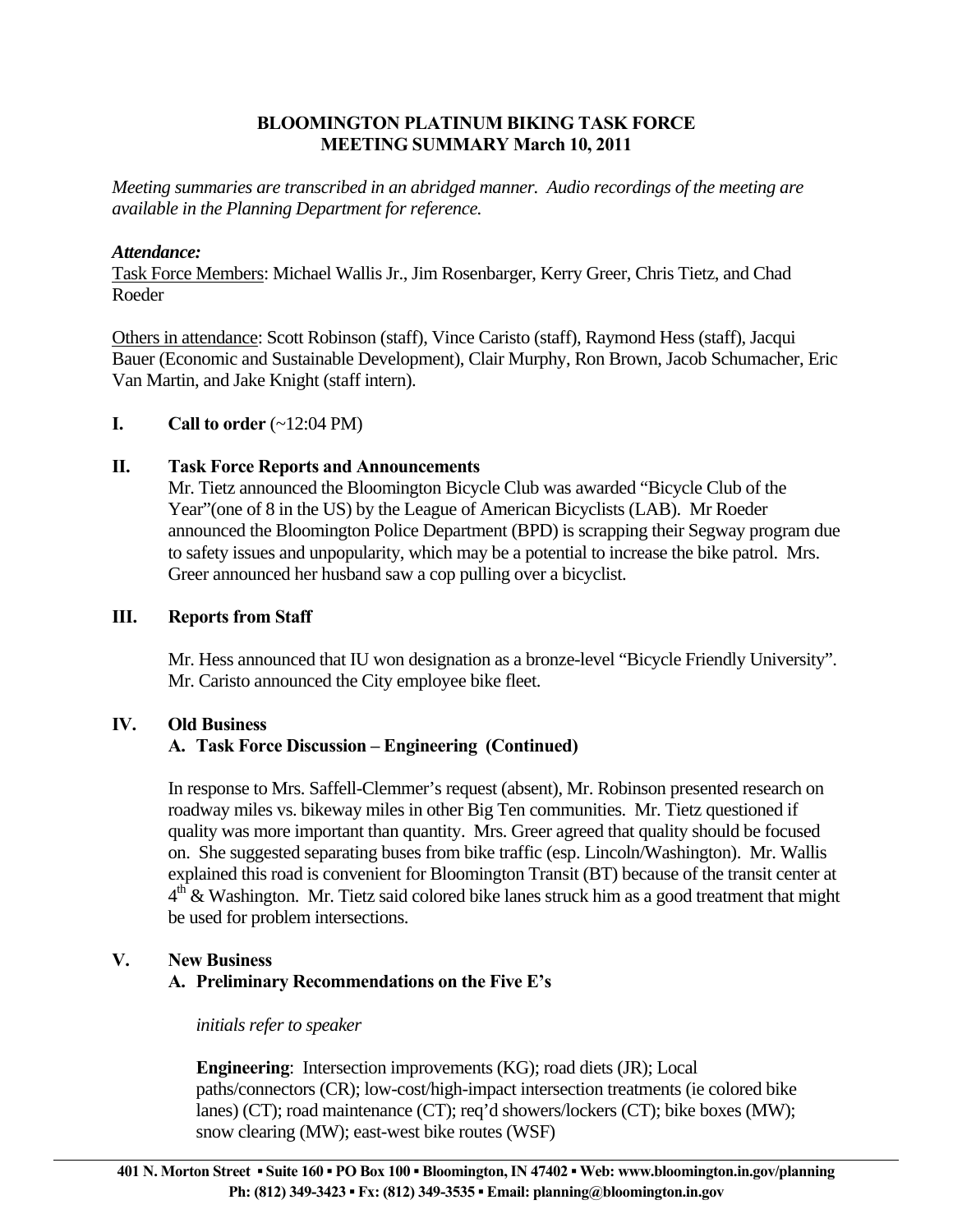# BLOOMINGTON PLATINUM BIKING TASK FORCE
## MEETING SUMMARY March 10, 2011

*Meeting summaries are transcribed in an abridged manner. Audio recordings of the meeting are available in the Planning Department for reference.*

***Attendance:***

Task Force Members: Michael Wallis Jr., Jim Rosenbarger, Kerry Greer, Chris Tietz, and Chad Roeder

Others in attendance: Scott Robinson (staff), Vince Caristo (staff), Raymond Hess (staff), Jacqui Bauer (Economic and Sustainable Development), Clair Murphy, Ron Brown, Jacob Schumacher, Eric Van Martin, and Jake Knight (staff intern).

**I. Call to order** (~12:04 PM)

**II. Task Force Reports and Announcements**

Mr. Tietz announced the Bloomington Bicycle Club was awarded "Bicycle Club of the Year"(one of 8 in the US) by the League of American Bicyclists (LAB). Mr Roeder announced the Bloomington Police Department (BPD) is scrapping their Segway program due to safety issues and unpopularity, which may be a potential to increase the bike patrol. Mrs. Greer announced her husband saw a cop pulling over a bicyclist.

**III. Reports from Staff**

Mr. Hess announced that IU won designation as a bronze-level "Bicycle Friendly University". Mr. Caristo announced the City employee bike fleet.

**IV. Old Business**

**A. Task Force Discussion – Engineering (Continued)**

In response to Mrs. Saffell-Clemmer's request (absent), Mr. Robinson presented research on roadway miles vs. bikeway miles in other Big Ten communities. Mr. Tietz questioned if quality was more important than quantity. Mrs. Greer agreed that quality should be focused on. She suggested separating buses from bike traffic (esp. Lincoln/Washington). Mr. Wallis explained this road is convenient for Bloomington Transit (BT) because of the transit center at 4th & Washington. Mr. Tietz said colored bike lanes struck him as a good treatment that might be used for problem intersections.

**V. New Business**

**A. Preliminary Recommendations on the Five E's**

*initials refer to speaker*

**Engineering**: Intersection improvements (KG); road diets (JR); Local paths/connectors (CR); low-cost/high-impact intersection treatments (ie colored bike lanes) (CT); road maintenance (CT); req'd showers/lockers (CT); bike boxes (MW); snow clearing (MW); east-west bike routes (WSF)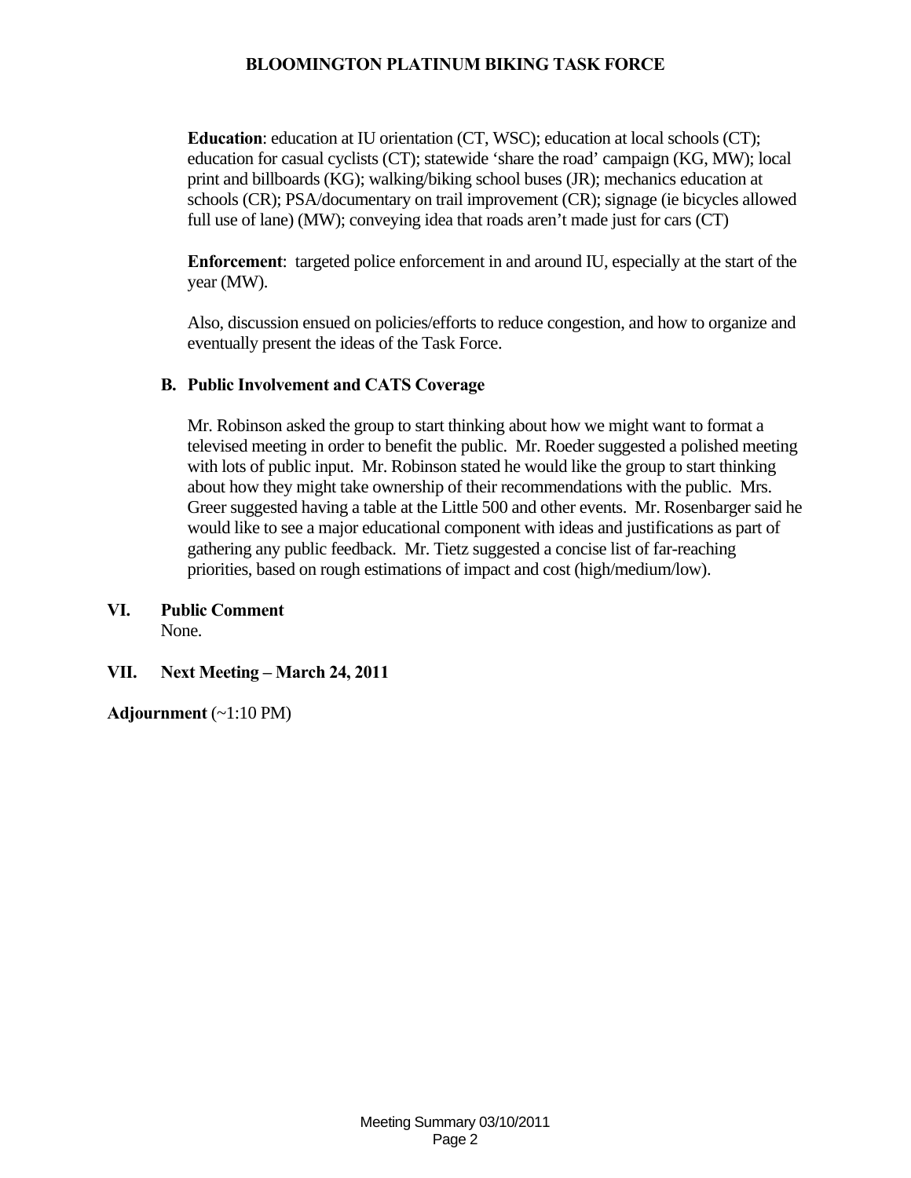**Education**: education at IU orientation (CT, WSC); education at local schools (CT); education for casual cyclists (CT); statewide 'share the road' campaign (KG, MW); local print and billboards (KG); walking/biking school buses (JR); mechanics education at schools (CR); PSA/documentary on trail improvement (CR); signage (ie bicycles allowed full use of lane) (MW); conveying idea that roads aren't made just for cars (CT)

**Enforcement**: targeted police enforcement in and around IU, especially at the start of the year (MW).

Also, discussion ensued on policies/efforts to reduce congestion, and how to organize and eventually present the ideas of the Task Force.

### B. Public Involvement and CATS Coverage

Mr. Robinson asked the group to start thinking about how we might want to format a televised meeting in order to benefit the public. Mr. Roeder suggested a polished meeting with lots of public input. Mr. Robinson stated he would like the group to start thinking about how they might take ownership of their recommendations with the public. Mrs. Greer suggested having a table at the Little 500 and other events. Mr. Rosenbarger said he would like to see a major educational component with ideas and justifications as part of gathering any public feedback. Mr. Tietz suggested a concise list of far-reaching priorities, based on rough estimations of impact and cost (high/medium/low).

## VI. Public Comment

None.

## VII. Next Meeting – March 24, 2011

**Adjournment** (~1:10 PM)